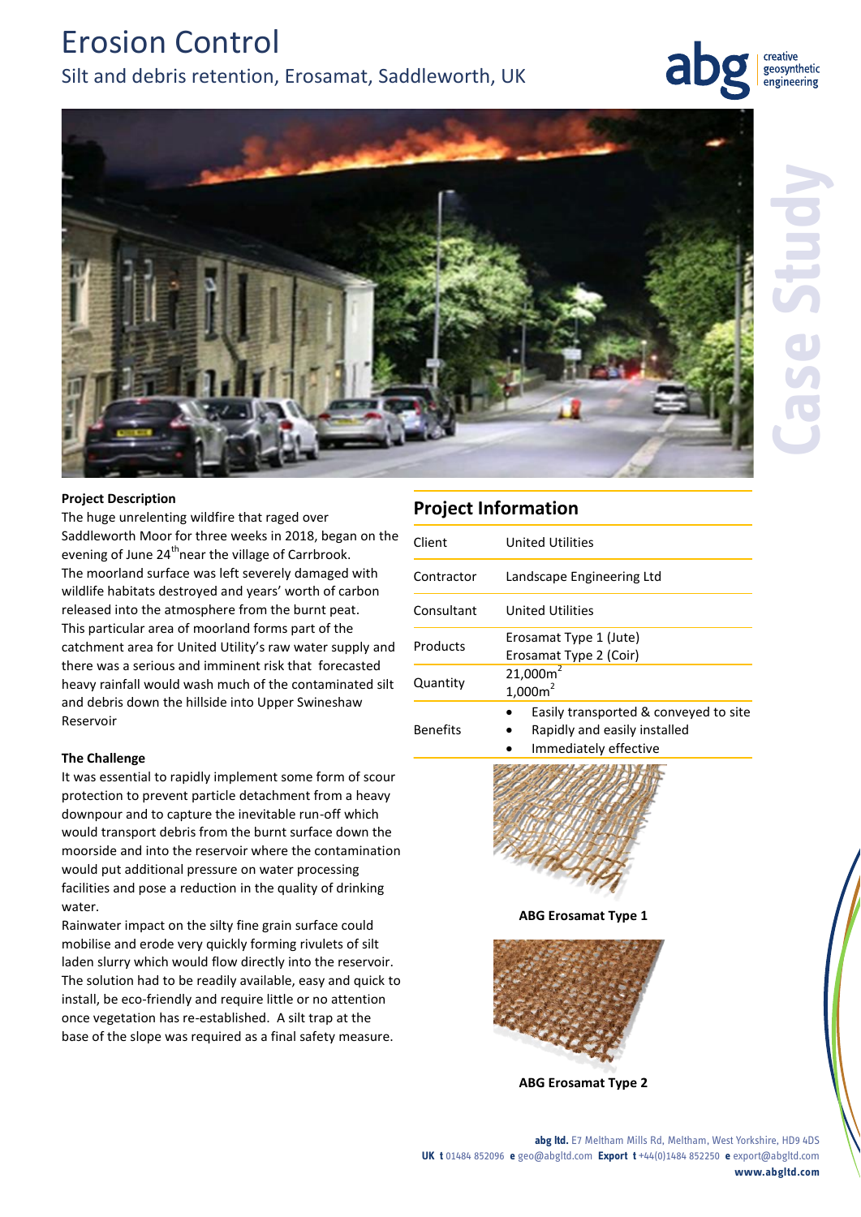# Erosion Control

## Silt and debris retention, Erosamat, Saddleworth, UK

### Project Description

The huge unrelenting wildfire that raged over Saddleworth Moor for three weeks in 2018, began on the evening of June 24th near the village of Carrbrook. The moorland surface was left severely damaged with wildlife habitats destroyed and years' worth of carbon released into the atmosphere from the burnt peat. This particular area of moorland forms part of the catchment area for United Utility's raw water supply and there was a serious and imminent risk that forecasted heavy rainfall would wash much of the contaminated silt and debris down the hillside into Upper Swineshaw Reservoir

### The Challenge

It was essential to rapidly implement some form of scour protection to prevent particle detachment from a heavy downpour and to capture the inevitable run-off which would transport debris from the burnt surface down the moorside and into the reservoir where the contamination would put additional pressure on water processing facilities and pose a reduction in the quality of drinking water.

Rainwater impact on the silty fine grain surface could mobilise and erode very quickly forming rivulets of silt laden slurry which would flow directly into the reservoir. The solution had to be readily available, easy and quick to install, be eco-friendly and require little or no attention once vegetation has re-established. A silt trap at the base of the slope was required as a final safety measure.

## Project Information

| | |
|---|---|
| Client | United Utilities |
| Contractor | Landscape Engineering Ltd |
| Consultant | United Utilities |
| Products | Erosamat Type 1 (Jute)<br>Erosamat Type 2 (Coir) |
| Quantity | 21,000m$^2$<br>1,000m$^2$ |
| Benefits | • Easily transported & conveyed to site<br>• Rapidly and easily installed<br>• Immediately effective |

**ABG Erosamat Type 1**

**ABG Erosamat Type 2**

**abg ltd.** E7 Meltham Mills Rd, Meltham, West Yorkshire, HD9 4DS
**UK t** 01484 852096 **e** geo@abgltd.com **Export t** +44(0)1484 852250 **e** export@abgltd.com
**www.abgltd.com**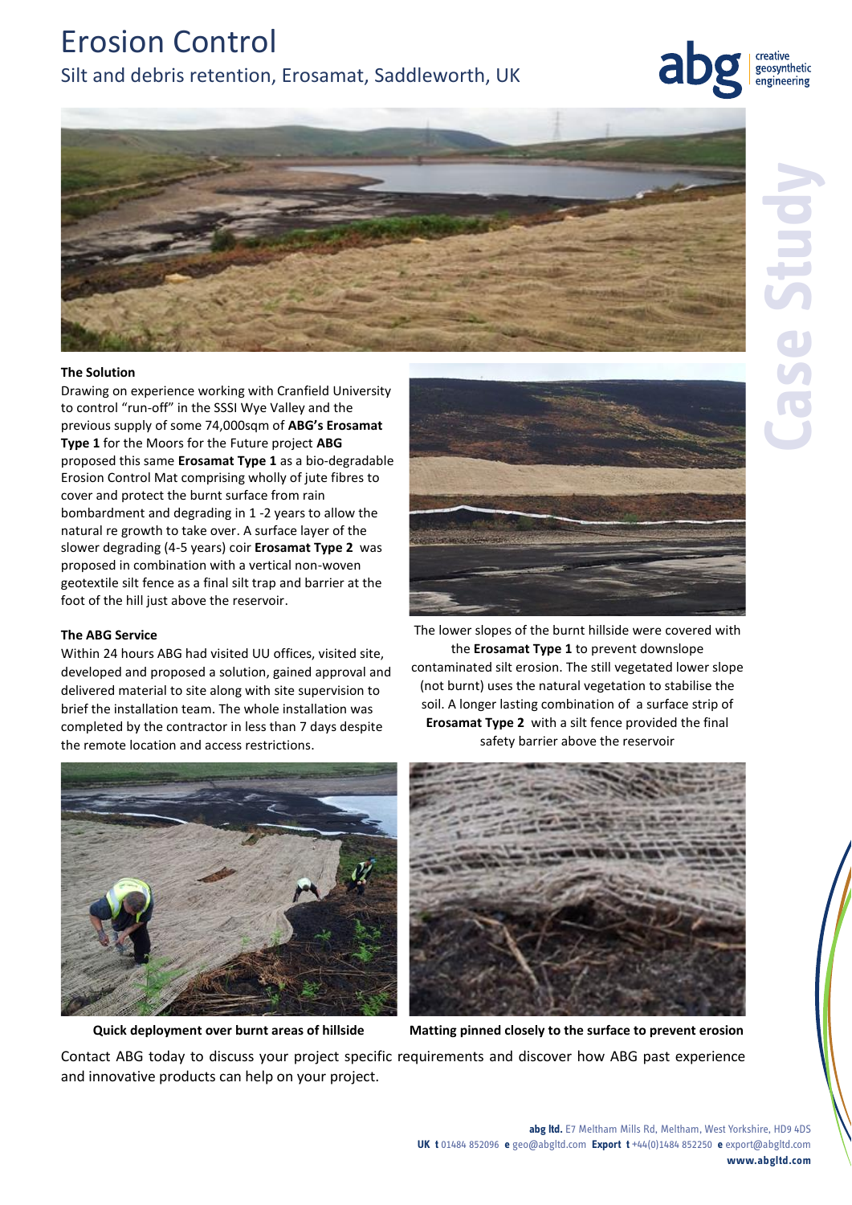# Erosion Control

## Silt and debris retention, Erosamat, Saddleworth, UK

### The Solution

Drawing on experience working with Cranfield University to control "run-off" in the SSSI Wye Valley and the previous supply of some 74,000sqm of **ABG's Erosamat Type 1** for the Moors for the Future project **ABG** proposed this same **Erosamat Type 1** as a bio-degradable Erosion Control Mat comprising wholly of jute fibres to cover and protect the burnt surface from rain bombardment and degrading in 1 -2 years to allow the natural re growth to take over. A surface layer of the slower degrading (4-5 years) coir **Erosamat Type 2** was proposed in combination with a vertical non-woven geotextile silt fence as a final silt trap and barrier at the foot of the hill just above the reservoir.

### The ABG Service

Within 24 hours ABG had visited UU offices, visited site, developed and proposed a solution, gained approval and delivered material to site along with site supervision to brief the installation team. The whole installation was completed by the contractor in less than 7 days despite the remote location and access restrictions.

The lower slopes of the burnt hillside were covered with the **Erosamat Type 1** to prevent downslope contaminated silt erosion. The still vegetated lower slope (not burnt) uses the natural vegetation to stabilise the soil. A longer lasting combination of a surface strip of **Erosamat Type 2** with a silt fence provided the final safety barrier above the reservoir

**Quick deployment over burnt areas of hillside**

**Matting pinned closely to the surface to prevent erosion**

Contact ABG today to discuss your project specific requirements and discover how ABG past experience and innovative products can help on your project.

**abg ltd.** E7 Meltham Mills Rd, Meltham, West Yorkshire, HD9 4DS
**UK t** 01484 852096 **e** geo@abgltd.com **Export t** +44(0)1484 852250 **e** export@abgltd.com
**www.abgltd.com**